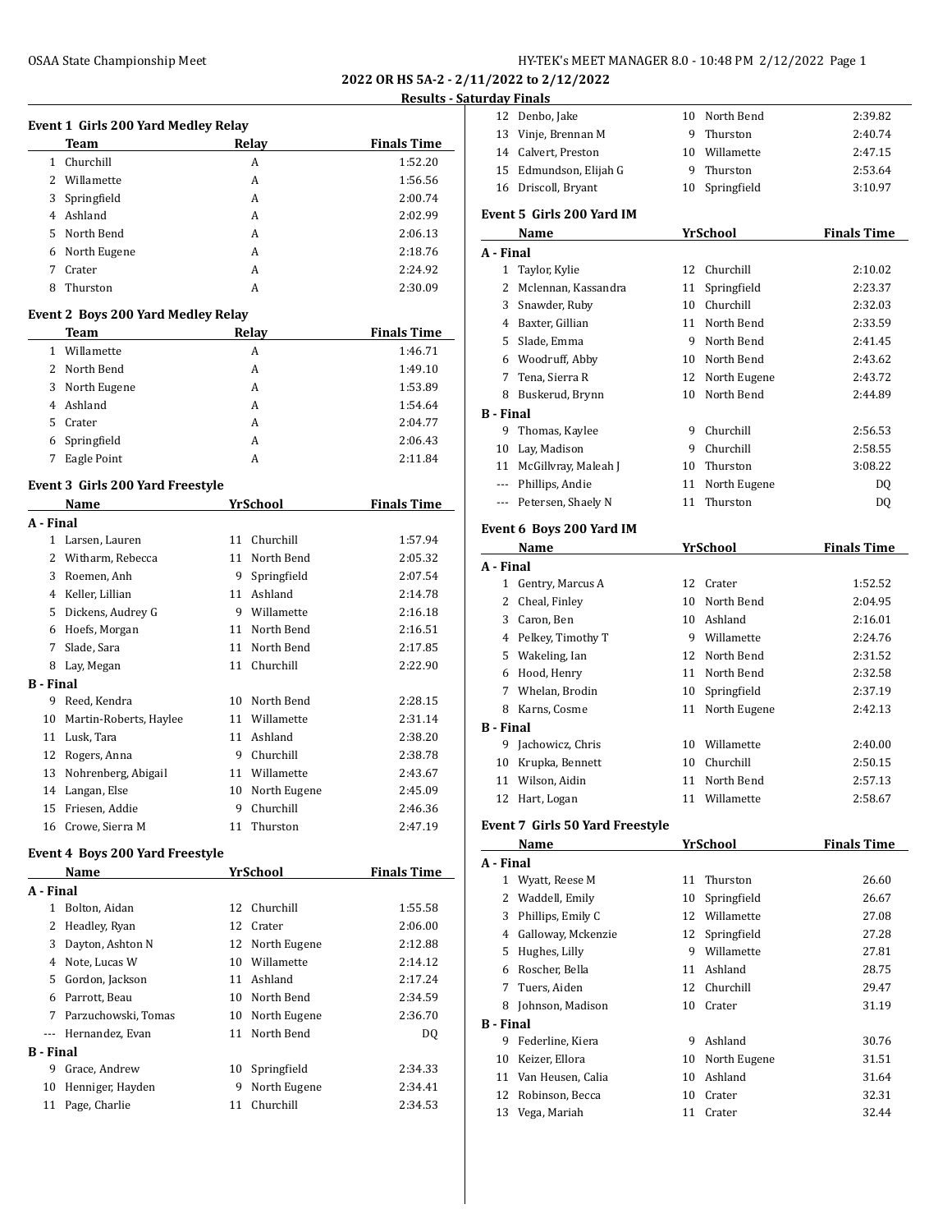**2022 OR HS 5A-2 - 2/11/2022 to 2/12/2022**

**Results - Saturday Finals**

### Event 1 Girls 200 Yard Medley Relay

| | Team | Relay | Finals Time |
|---|---|---|---|
| 1 | Churchill | A | 1:52.20 |
| 2 | Willamette | A | 1:56.56 |
| 3 | Springfield | A | 2:00.74 |
| 4 | Ashland | A | 2:02.99 |
| 5 | North Bend | A | 2:06.13 |
| 6 | North Eugene | A | 2:18.76 |
| 7 | Crater | A | 2:24.92 |
| 8 | Thurston | A | 2:30.09 |

### Event 2 Boys 200 Yard Medley Relay

| | Team | Relay | Finals Time |
|---|---|---|---|
| 1 | Willamette | A | 1:46.71 |
| 2 | North Bend | A | 1:49.10 |
| 3 | North Eugene | A | 1:53.89 |
| 4 | Ashland | A | 1:54.64 |
| 5 | Crater | A | 2:04.77 |
| 6 | Springfield | A | 2:06.43 |
| 7 | Eagle Point | A | 2:11.84 |

### Event 3 Girls 200 Yard Freestyle

| | Name | Yr | School | Finals Time |
|---|---|---|---|---|
| **A - Final** | | | | |
| 1 | Larsen, Lauren | 11 | Churchill | 1:57.94 |
| 2 | Witharm, Rebecca | 11 | North Bend | 2:05.32 |
| 3 | Roemen, Anh | 9 | Springfield | 2:07.54 |
| 4 | Keller, Lillian | 11 | Ashland | 2:14.78 |
| 5 | Dickens, Audrey G | 9 | Willamette | 2:16.18 |
| 6 | Hoefs, Morgan | 11 | North Bend | 2:16.51 |
| 7 | Slade, Sara | 11 | North Bend | 2:17.85 |
| 8 | Lay, Megan | 11 | Churchill | 2:22.90 |
| **B - Final** | | | | |
| 9 | Reed, Kendra | 10 | North Bend | 2:28.15 |
| 10 | Martin-Roberts, Haylee | 11 | Willamette | 2:31.14 |
| 11 | Lusk, Tara | 11 | Ashland | 2:38.20 |
| 12 | Rogers, Anna | 9 | Churchill | 2:38.78 |
| 13 | Nohrenberg, Abigail | 11 | Willamette | 2:43.67 |
| 14 | Langan, Else | 10 | North Eugene | 2:45.09 |
| 15 | Friesen, Addie | 9 | Churchill | 2:46.36 |
| 16 | Crowe, Sierra M | 11 | Thurston | 2:47.19 |

### Event 4 Boys 200 Yard Freestyle

| | Name | Yr | School | Finals Time |
|---|---|---|---|---|
| **A - Final** | | | | |
| 1 | Bolton, Aidan | 12 | Churchill | 1:55.58 |
| 2 | Headley, Ryan | 12 | Crater | 2:06.00 |
| 3 | Dayton, Ashton N | 12 | North Eugene | 2:12.88 |
| 4 | Note, Lucas W | 10 | Willamette | 2:14.12 |
| 5 | Gordon, Jackson | 11 | Ashland | 2:17.24 |
| 6 | Parrott, Beau | 10 | North Bend | 2:34.59 |
| 7 | Parzuchowski, Tomas | 10 | North Eugene | 2:36.70 |
| --- | Hernandez, Evan | 11 | North Bend | DQ |
| **B - Final** | | | | |
| 9 | Grace, Andrew | 10 | Springfield | 2:34.33 |
| 10 | Henniger, Hayden | 9 | North Eugene | 2:34.41 |
| 11 | Page, Charlie | 11 | Churchill | 2:34.53 |
| 12 | Denbo, Jake | 10 | North Bend | 2:39.82 |
| 13 | Vinje, Brennan M | 9 | Thurston | 2:40.74 |
| 14 | Calvert, Preston | 10 | Willamette | 2:47.15 |
| 15 | Edmundson, Elijah G | 9 | Thurston | 2:53.64 |
| 16 | Driscoll, Bryant | 10 | Springfield | 3:10.97 |

### Event 5 Girls 200 Yard IM

| | Name | Yr | School | Finals Time |
|---|---|---|---|---|
| **A - Final** | | | | |
| 1 | Taylor, Kylie | 12 | Churchill | 2:10.02 |
| 2 | Mclennan, Kassandra | 11 | Springfield | 2:23.37 |
| 3 | Snawder, Ruby | 10 | Churchill | 2:32.03 |
| 4 | Baxter, Gillian | 11 | North Bend | 2:33.59 |
| 5 | Slade, Emma | 9 | North Bend | 2:41.45 |
| 6 | Woodruff, Abby | 10 | North Bend | 2:43.62 |
| 7 | Tena, Sierra R | 12 | North Eugene | 2:43.72 |
| 8 | Buskerud, Brynn | 10 | North Bend | 2:44.89 |
| **B - Final** | | | | |
| 9 | Thomas, Kaylee | 9 | Churchill | 2:56.53 |
| 10 | Lay, Madison | 9 | Churchill | 2:58.55 |
| 11 | McGillvray, Maleah J | 10 | Thurston | 3:08.22 |
| --- | Phillips, Andie | 11 | North Eugene | DQ |
| --- | Petersen, Shaely N | 11 | Thurston | DQ |

### Event 6 Boys 200 Yard IM

| | Name | Yr | School | Finals Time |
|---|---|---|---|---|
| **A - Final** | | | | |
| 1 | Gentry, Marcus A | 12 | Crater | 1:52.52 |
| 2 | Cheal, Finley | 10 | North Bend | 2:04.95 |
| 3 | Caron, Ben | 10 | Ashland | 2:16.01 |
| 4 | Pelkey, Timothy T | 9 | Willamette | 2:24.76 |
| 5 | Wakeling, Ian | 12 | North Bend | 2:31.52 |
| 6 | Hood, Henry | 11 | North Bend | 2:32.58 |
| 7 | Whelan, Brodin | 10 | Springfield | 2:37.19 |
| 8 | Karns, Cosme | 11 | North Eugene | 2:42.13 |
| **B - Final** | | | | |
| 9 | Jachowicz, Chris | 10 | Willamette | 2:40.00 |
| 10 | Krupka, Bennett | 10 | Churchill | 2:50.15 |
| 11 | Wilson, Aidin | 11 | North Bend | 2:57.13 |
| 12 | Hart, Logan | 11 | Willamette | 2:58.67 |

### Event 7 Girls 50 Yard Freestyle

| | Name | Yr | School | Finals Time |
|---|---|---|---|---|
| **A - Final** | | | | |
| 1 | Wyatt, Reese M | 11 | Thurston | 26.60 |
| 2 | Waddell, Emily | 10 | Springfield | 26.67 |
| 3 | Phillips, Emily C | 12 | Willamette | 27.08 |
| 4 | Galloway, Mckenzie | 12 | Springfield | 27.28 |
| 5 | Hughes, Lilly | 9 | Willamette | 27.81 |
| 6 | Roscher, Bella | 11 | Ashland | 28.75 |
| 7 | Tuers, Aiden | 12 | Churchill | 29.47 |
| 8 | Johnson, Madison | 10 | Crater | 31.19 |
| **B - Final** | | | | |
| 9 | Federline, Kiera | 9 | Ashland | 30.76 |
| 10 | Keizer, Ellora | 10 | North Eugene | 31.51 |
| 11 | Van Heusen, Calia | 10 | Ashland | 31.64 |
| 12 | Robinson, Becca | 10 | Crater | 32.31 |
| 13 | Vega, Mariah | 11 | Crater | 32.44 |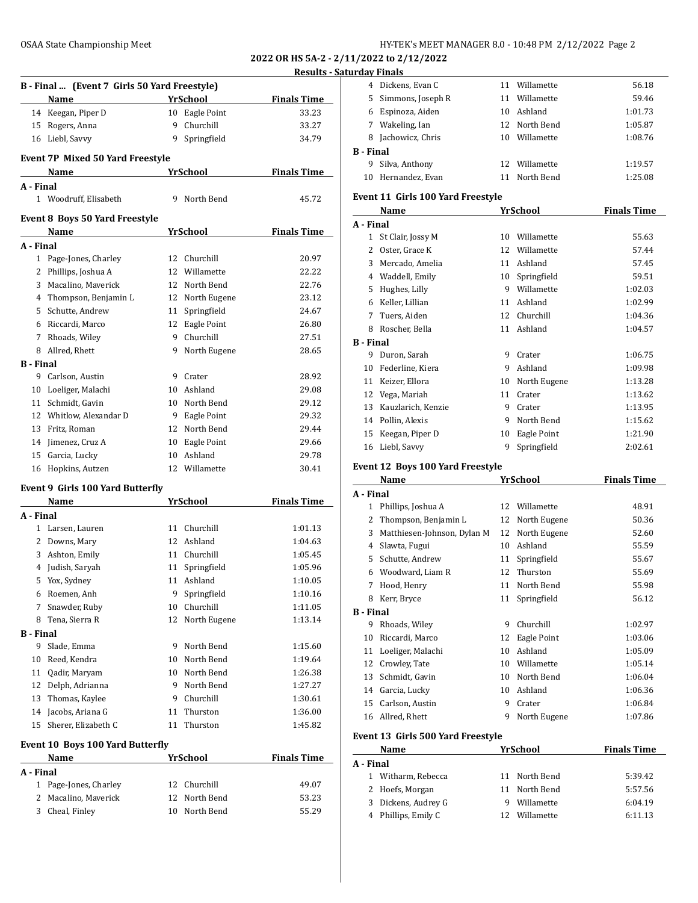**2022 OR HS 5A-2 - 2/11/2022 to 2/12/2022**

**Results - Saturday Finals**

### B - Final ... (Event 7 Girls 50 Yard Freestyle)

| | Name | Yr | School | Finals Time |
|---|---|---|---|---|
| 14 | Keegan, Piper D | 10 | Eagle Point | 33.23 |
| 15 | Rogers, Anna | 9 | Churchill | 33.27 |
| 16 | Liebl, Savvy | 9 | Springfield | 34.79 |

### Event 7P Mixed 50 Yard Freestyle

| | Name | Yr | School | Finals Time |
|---|---|---|---|---|
| **A - Final** | | | | |
| 1 | Woodruff, Elisabeth | 9 | North Bend | 45.72 |

### Event 8 Boys 50 Yard Freestyle

| | Name | Yr | School | Finals Time |
|---|---|---|---|---|
| **A - Final** | | | | |
| 1 | Page-Jones, Charley | 12 | Churchill | 20.97 |
| 2 | Phillips, Joshua A | 12 | Willamette | 22.22 |
| 3 | Macalino, Maverick | 12 | North Bend | 22.76 |
| 4 | Thompson, Benjamin L | 12 | North Eugene | 23.12 |
| 5 | Schutte, Andrew | 11 | Springfield | 24.67 |
| 6 | Riccardi, Marco | 12 | Eagle Point | 26.80 |
| 7 | Rhoads, Wiley | 9 | Churchill | 27.51 |
| 8 | Allred, Rhett | 9 | North Eugene | 28.65 |
| **B - Final** | | | | |
| 9 | Carlson, Austin | 9 | Crater | 28.92 |
| 10 | Loeliger, Malachi | 10 | Ashland | 29.08 |
| 11 | Schmidt, Gavin | 10 | North Bend | 29.12 |
| 12 | Whitlow, Alexandar D | 9 | Eagle Point | 29.32 |
| 13 | Fritz, Roman | 12 | North Bend | 29.44 |
| 14 | Jimenez, Cruz A | 10 | Eagle Point | 29.66 |
| 15 | Garcia, Lucky | 10 | Ashland | 29.78 |
| 16 | Hopkins, Autzen | 12 | Willamette | 30.41 |

### Event 9 Girls 100 Yard Butterfly

| | Name | Yr | School | Finals Time |
|---|---|---|---|---|
| **A - Final** | | | | |
| 1 | Larsen, Lauren | 11 | Churchill | 1:01.13 |
| 2 | Downs, Mary | 12 | Ashland | 1:04.63 |
| 3 | Ashton, Emily | 11 | Churchill | 1:05.45 |
| 4 | Judish, Saryah | 11 | Springfield | 1:05.96 |
| 5 | Yox, Sydney | 11 | Ashland | 1:10.05 |
| 6 | Roemen, Anh | 9 | Springfield | 1:10.16 |
| 7 | Snawder, Ruby | 10 | Churchill | 1:11.05 |
| 8 | Tena, Sierra R | 12 | North Eugene | 1:13.14 |
| **B - Final** | | | | |
| 9 | Slade, Emma | 9 | North Bend | 1:15.60 |
| 10 | Reed, Kendra | 10 | North Bend | 1:19.64 |
| 11 | Qadir, Maryam | 10 | North Bend | 1:26.38 |
| 12 | Delph, Adrianna | 9 | North Bend | 1:27.27 |
| 13 | Thomas, Kaylee | 9 | Churchill | 1:30.61 |
| 14 | Jacobs, Ariana G | 11 | Thurston | 1:36.00 |
| 15 | Sherer, Elizabeth C | 11 | Thurston | 1:45.82 |

### Event 10 Boys 100 Yard Butterfly

| | Name | Yr | School | Finals Time |
|---|---|---|---|---|
| **A - Final** | | | | |
| 1 | Page-Jones, Charley | 12 | Churchill | 49.07 |
| 2 | Macalino, Maverick | 12 | North Bend | 53.23 |
| 3 | Cheal, Finley | 10 | North Bend | 55.29 |
| 4 | Dickens, Evan C | 11 | Willamette | 56.18 |
| 5 | Simmons, Joseph R | 11 | Willamette | 59.46 |
| 6 | Espinoza, Aiden | 10 | Ashland | 1:01.73 |
| 7 | Wakeling, Ian | 12 | North Bend | 1:05.87 |
| 8 | Jachowicz, Chris | 10 | Willamette | 1:08.76 |
| **B - Final** | | | | |
| 9 | Silva, Anthony | 12 | Willamette | 1:19.57 |
| 10 | Hernandez, Evan | 11 | North Bend | 1:25.08 |

### Event 11 Girls 100 Yard Freestyle

| | Name | Yr | School | Finals Time |
|---|---|---|---|---|
| **A - Final** | | | | |
| 1 | St Clair, Jossy M | 10 | Willamette | 55.63 |
| 2 | Oster, Grace K | 12 | Willamette | 57.44 |
| 3 | Mercado, Amelia | 11 | Ashland | 57.45 |
| 4 | Waddell, Emily | 10 | Springfield | 59.51 |
| 5 | Hughes, Lilly | 9 | Willamette | 1:02.03 |
| 6 | Keller, Lillian | 11 | Ashland | 1:02.99 |
| 7 | Tuers, Aiden | 12 | Churchill | 1:04.36 |
| 8 | Roscher, Bella | 11 | Ashland | 1:04.57 |
| **B - Final** | | | | |
| 9 | Duron, Sarah | 9 | Crater | 1:06.75 |
| 10 | Federline, Kiera | 9 | Ashland | 1:09.98 |
| 11 | Keizer, Ellora | 10 | North Eugene | 1:13.28 |
| 12 | Vega, Mariah | 11 | Crater | 1:13.62 |
| 13 | Kauzlarich, Kenzie | 9 | Crater | 1:13.95 |
| 14 | Pollin, Alexis | 9 | North Bend | 1:15.62 |
| 15 | Keegan, Piper D | 10 | Eagle Point | 1:21.90 |
| 16 | Liebl, Savvy | 9 | Springfield | 2:02.61 |

### Event 12 Boys 100 Yard Freestyle

| | Name | Yr | School | Finals Time |
|---|---|---|---|---|
| **A - Final** | | | | |
| 1 | Phillips, Joshua A | 12 | Willamette | 48.91 |
| 2 | Thompson, Benjamin L | 12 | North Eugene | 50.36 |
| 3 | Matthiesen-Johnson, Dylan M | 12 | North Eugene | 52.60 |
| 4 | Slawta, Fugui | 10 | Ashland | 55.59 |
| 5 | Schutte, Andrew | 11 | Springfield | 55.67 |
| 6 | Woodward, Liam R | 12 | Thurston | 55.69 |
| 7 | Hood, Henry | 11 | North Bend | 55.98 |
| 8 | Kerr, Bryce | 11 | Springfield | 56.12 |
| **B - Final** | | | | |
| 9 | Rhoads, Wiley | 9 | Churchill | 1:02.97 |
| 10 | Riccardi, Marco | 12 | Eagle Point | 1:03.06 |
| 11 | Loeliger, Malachi | 10 | Ashland | 1:05.09 |
| 12 | Crowley, Tate | 10 | Willamette | 1:05.14 |
| 13 | Schmidt, Gavin | 10 | North Bend | 1:06.04 |
| 14 | Garcia, Lucky | 10 | Ashland | 1:06.36 |
| 15 | Carlson, Austin | 9 | Crater | 1:06.84 |
| 16 | Allred, Rhett | 9 | North Eugene | 1:07.86 |

### Event 13 Girls 500 Yard Freestyle

| | Name | Yr | School | Finals Time |
|---|---|---|---|---|
| **A - Final** | | | | |
| 1 | Witharm, Rebecca | 11 | North Bend | 5:39.42 |
| 2 | Hoefs, Morgan | 11 | North Bend | 5:57.56 |
| 3 | Dickens, Audrey G | 9 | Willamette | 6:04.19 |
| 4 | Phillips, Emily C | 12 | Willamette | 6:11.13 |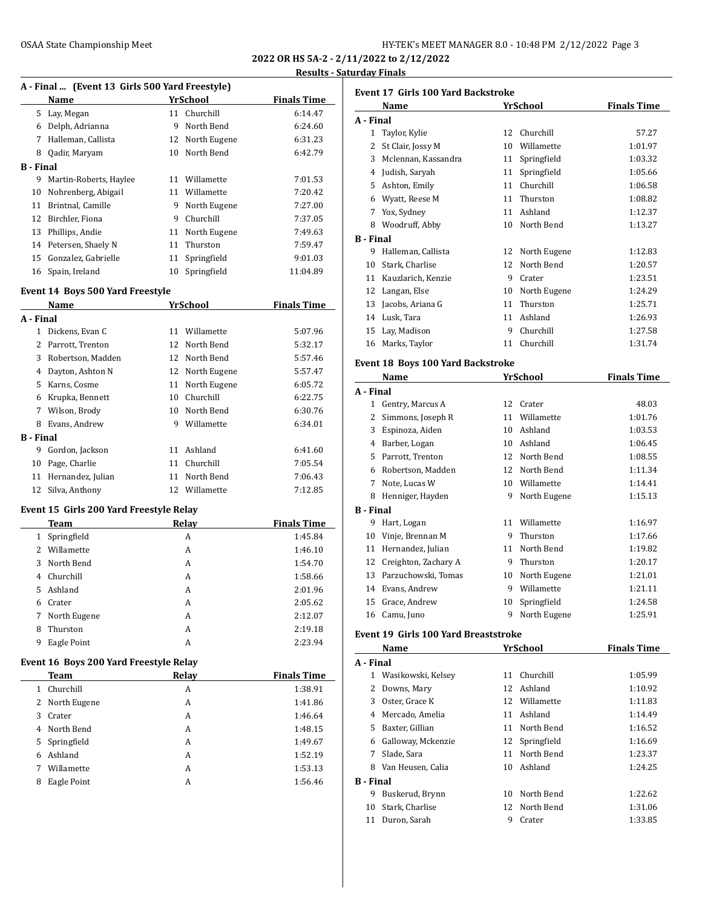**2022 OR HS 5A-2 - 2/11/2022 to 2/12/2022**

**Results - Saturday Finals**

### A - Final ... (Event 13 Girls 500 Yard Freestyle)

| | Name | Yr | School | Finals Time |
|---|---|---|---|---|
| 5 | Lay, Megan | 11 | Churchill | 6:14.47 |
| 6 | Delph, Adrianna | 9 | North Bend | 6:24.60 |
| 7 | Halleman, Callista | 12 | North Eugene | 6:31.23 |
| 8 | Qadir, Maryam | 10 | North Bend | 6:42.79 |
| **B - Final** | | | | |
| 9 | Martin-Roberts, Haylee | 11 | Willamette | 7:01.53 |
| 10 | Nohrenberg, Abigail | 11 | Willamette | 7:20.42 |
| 11 | Brintnal, Camille | 9 | North Eugene | 7:27.00 |
| 12 | Birchler, Fiona | 9 | Churchill | 7:37.05 |
| 13 | Phillips, Andie | 11 | North Eugene | 7:49.63 |
| 14 | Petersen, Shaely N | 11 | Thurston | 7:59.47 |
| 15 | Gonzalez, Gabrielle | 11 | Springfield | 9:01.03 |
| 16 | Spain, Ireland | 10 | Springfield | 11:04.89 |

### Event 14 Boys 500 Yard Freestyle

| | Name | Yr | School | Finals Time |
|---|---|---|---|---|
| **A - Final** | | | | |
| 1 | Dickens, Evan C | 11 | Willamette | 5:07.96 |
| 2 | Parrott, Trenton | 12 | North Bend | 5:32.17 |
| 3 | Robertson, Madden | 12 | North Bend | 5:57.46 |
| 4 | Dayton, Ashton N | 12 | North Eugene | 5:57.47 |
| 5 | Karns, Cosme | 11 | North Eugene | 6:05.72 |
| 6 | Krupka, Bennett | 10 | Churchill | 6:22.75 |
| 7 | Wilson, Brody | 10 | North Bend | 6:30.76 |
| 8 | Evans, Andrew | 9 | Willamette | 6:34.01 |
| **B - Final** | | | | |
| 9 | Gordon, Jackson | 11 | Ashland | 6:41.60 |
| 10 | Page, Charlie | 11 | Churchill | 7:05.54 |
| 11 | Hernandez, Julian | 11 | North Bend | 7:06.43 |
| 12 | Silva, Anthony | 12 | Willamette | 7:12.85 |

### Event 15 Girls 200 Yard Freestyle Relay

| | Team | Relay | Finals Time |
|---|---|---|---|
| 1 | Springfield | A | 1:45.84 |
| 2 | Willamette | A | 1:46.10 |
| 3 | North Bend | A | 1:54.70 |
| 4 | Churchill | A | 1:58.66 |
| 5 | Ashland | A | 2:01.96 |
| 6 | Crater | A | 2:05.62 |
| 7 | North Eugene | A | 2:12.07 |
| 8 | Thurston | A | 2:19.18 |
| 9 | Eagle Point | A | 2:23.94 |

### Event 16 Boys 200 Yard Freestyle Relay

| | Team | Relay | Finals Time |
|---|---|---|---|
| 1 | Churchill | A | 1:38.91 |
| 2 | North Eugene | A | 1:41.86 |
| 3 | Crater | A | 1:46.64 |
| 4 | North Bend | A | 1:48.15 |
| 5 | Springfield | A | 1:49.67 |
| 6 | Ashland | A | 1:52.19 |
| 7 | Willamette | A | 1:53.13 |
| 8 | Eagle Point | A | 1:56.46 |

### Event 17 Girls 100 Yard Backstroke

| | Name | Yr | School | Finals Time |
|---|---|---|---|---|
| **A - Final** | | | | |
| 1 | Taylor, Kylie | 12 | Churchill | 57.27 |
| 2 | St Clair, Jossy M | 10 | Willamette | 1:01.97 |
| 3 | Mclennan, Kassandra | 11 | Springfield | 1:03.32 |
| 4 | Judish, Saryah | 11 | Springfield | 1:05.66 |
| 5 | Ashton, Emily | 11 | Churchill | 1:06.58 |
| 6 | Wyatt, Reese M | 11 | Thurston | 1:08.82 |
| 7 | Yox, Sydney | 11 | Ashland | 1:12.37 |
| 8 | Woodruff, Abby | 10 | North Bend | 1:13.27 |
| **B - Final** | | | | |
| 9 | Halleman, Callista | 12 | North Eugene | 1:12.83 |
| 10 | Stark, Charlise | 12 | North Bend | 1:20.57 |
| 11 | Kauzlarich, Kenzie | 9 | Crater | 1:23.51 |
| 12 | Langan, Else | 10 | North Eugene | 1:24.29 |
| 13 | Jacobs, Ariana G | 11 | Thurston | 1:25.71 |
| 14 | Lusk, Tara | 11 | Ashland | 1:26.93 |
| 15 | Lay, Madison | 9 | Churchill | 1:27.58 |
| 16 | Marks, Taylor | 11 | Churchill | 1:31.74 |

### Event 18 Boys 100 Yard Backstroke

| | Name | Yr | School | Finals Time |
|---|---|---|---|---|
| **A - Final** | | | | |
| 1 | Gentry, Marcus A | 12 | Crater | 48.03 |
| 2 | Simmons, Joseph R | 11 | Willamette | 1:01.76 |
| 3 | Espinoza, Aiden | 10 | Ashland | 1:03.53 |
| 4 | Barber, Logan | 10 | Ashland | 1:06.45 |
| 5 | Parrott, Trenton | 12 | North Bend | 1:08.55 |
| 6 | Robertson, Madden | 12 | North Bend | 1:11.34 |
| 7 | Note, Lucas W | 10 | Willamette | 1:14.41 |
| 8 | Henniger, Hayden | 9 | North Eugene | 1:15.13 |
| **B - Final** | | | | |
| 9 | Hart, Logan | 11 | Willamette | 1:16.97 |
| 10 | Vinje, Brennan M | 9 | Thurston | 1:17.66 |
| 11 | Hernandez, Julian | 11 | North Bend | 1:19.82 |
| 12 | Creighton, Zachary A | 9 | Thurston | 1:20.17 |
| 13 | Parzuchowski, Tomas | 10 | North Eugene | 1:21.01 |
| 14 | Evans, Andrew | 9 | Willamette | 1:21.11 |
| 15 | Grace, Andrew | 10 | Springfield | 1:24.58 |
| 16 | Camu, Juno | 9 | North Eugene | 1:25.91 |

### Event 19 Girls 100 Yard Breaststroke

| | Name | Yr | School | Finals Time |
|---|---|---|---|---|
| **A - Final** | | | | |
| 1 | Wasikowski, Kelsey | 11 | Churchill | 1:05.99 |
| 2 | Downs, Mary | 12 | Ashland | 1:10.92 |
| 3 | Oster, Grace K | 12 | Willamette | 1:11.83 |
| 4 | Mercado, Amelia | 11 | Ashland | 1:14.49 |
| 5 | Baxter, Gillian | 11 | North Bend | 1:16.52 |
| 6 | Galloway, Mckenzie | 12 | Springfield | 1:16.69 |
| 7 | Slade, Sara | 11 | North Bend | 1:23.37 |
| 8 | Van Heusen, Calia | 10 | Ashland | 1:24.25 |
| **B - Final** | | | | |
| 9 | Buskerud, Brynn | 10 | North Bend | 1:22.62 |
| 10 | Stark, Charlise | 12 | North Bend | 1:31.06 |
| 11 | Duron, Sarah | 9 | Crater | 1:33.85 |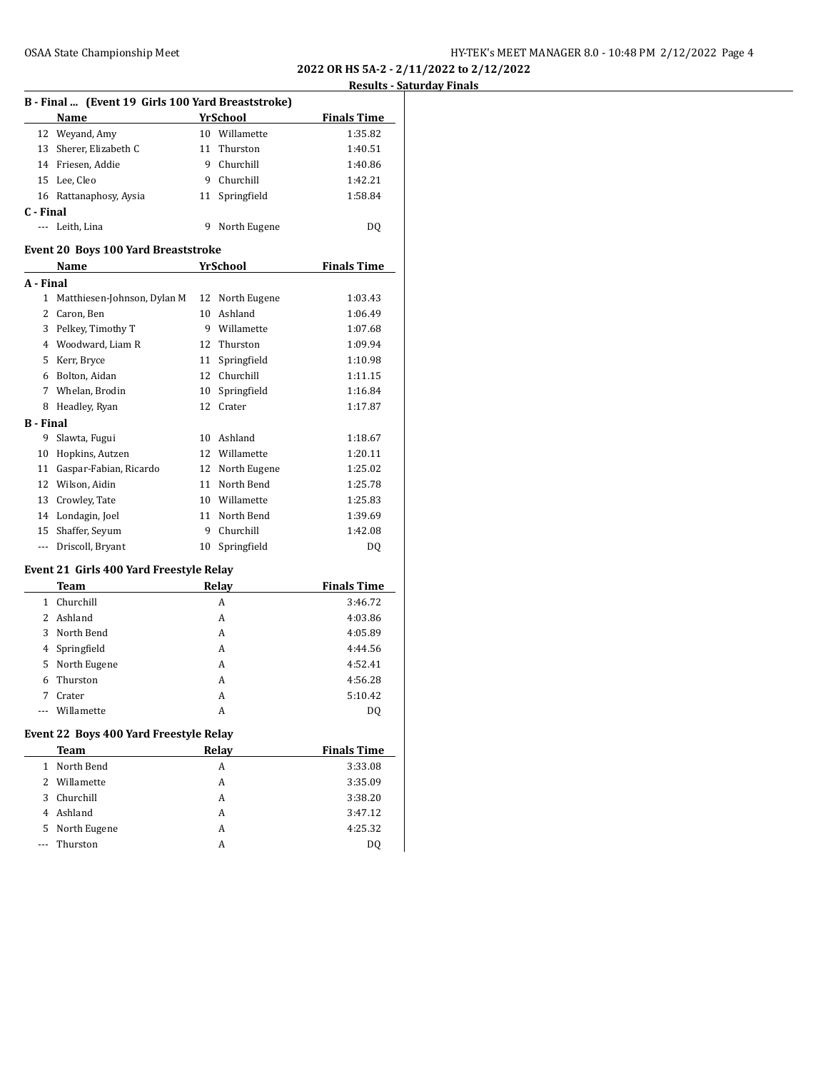**2022 OR HS 5A-2 - 2/11/2022 to 2/12/2022**

**Results - Saturday Finals**

### B - Final ... (Event 19 Girls 100 Yard Breaststroke)

| | Name | Yr | School | Finals Time |
|---|---|---|---|---|
| 12 | Weyand, Amy | 10 | Willamette | 1:35.82 |
| 13 | Sherer, Elizabeth C | 11 | Thurston | 1:40.51 |
| 14 | Friesen, Addie | 9 | Churchill | 1:40.86 |
| 15 | Lee, Cleo | 9 | Churchill | 1:42.21 |
| 16 | Rattanaphosy, Aysia | 11 | Springfield | 1:58.84 |
| **C - Final** | | | | |
| --- | Leith, Lina | 9 | North Eugene | DQ |

### Event 20 Boys 100 Yard Breaststroke

| | Name | Yr | School | Finals Time |
|---|---|---|---|---|
| **A - Final** | | | | |
| 1 | Matthiesen-Johnson, Dylan M | 12 | North Eugene | 1:03.43 |
| 2 | Caron, Ben | 10 | Ashland | 1:06.49 |
| 3 | Pelkey, Timothy T | 9 | Willamette | 1:07.68 |
| 4 | Woodward, Liam R | 12 | Thurston | 1:09.94 |
| 5 | Kerr, Bryce | 11 | Springfield | 1:10.98 |
| 6 | Bolton, Aidan | 12 | Churchill | 1:11.15 |
| 7 | Whelan, Brodin | 10 | Springfield | 1:16.84 |
| 8 | Headley, Ryan | 12 | Crater | 1:17.87 |
| **B - Final** | | | | |
| 9 | Slawta, Fugui | 10 | Ashland | 1:18.67 |
| 10 | Hopkins, Autzen | 12 | Willamette | 1:20.11 |
| 11 | Gaspar-Fabian, Ricardo | 12 | North Eugene | 1:25.02 |
| 12 | Wilson, Aidin | 11 | North Bend | 1:25.78 |
| 13 | Crowley, Tate | 10 | Willamette | 1:25.83 |
| 14 | Londagin, Joel | 11 | North Bend | 1:39.69 |
| 15 | Shaffer, Seyum | 9 | Churchill | 1:42.08 |
| --- | Driscoll, Bryant | 10 | Springfield | DQ |

### Event 21 Girls 400 Yard Freestyle Relay

| | Team | Relay | Finals Time |
|---|---|---|---|
| 1 | Churchill | A | 3:46.72 |
| 2 | Ashland | A | 4:03.86 |
| 3 | North Bend | A | 4:05.89 |
| 4 | Springfield | A | 4:44.56 |
| 5 | North Eugene | A | 4:52.41 |
| 6 | Thurston | A | 4:56.28 |
| 7 | Crater | A | 5:10.42 |
| --- | Willamette | A | DQ |

### Event 22 Boys 400 Yard Freestyle Relay

| | Team | Relay | Finals Time |
|---|---|---|---|
| 1 | North Bend | A | 3:33.08 |
| 2 | Willamette | A | 3:35.09 |
| 3 | Churchill | A | 3:38.20 |
| 4 | Ashland | A | 3:47.12 |
| 5 | North Eugene | A | 4:25.32 |
| --- | Thurston | A | DQ |